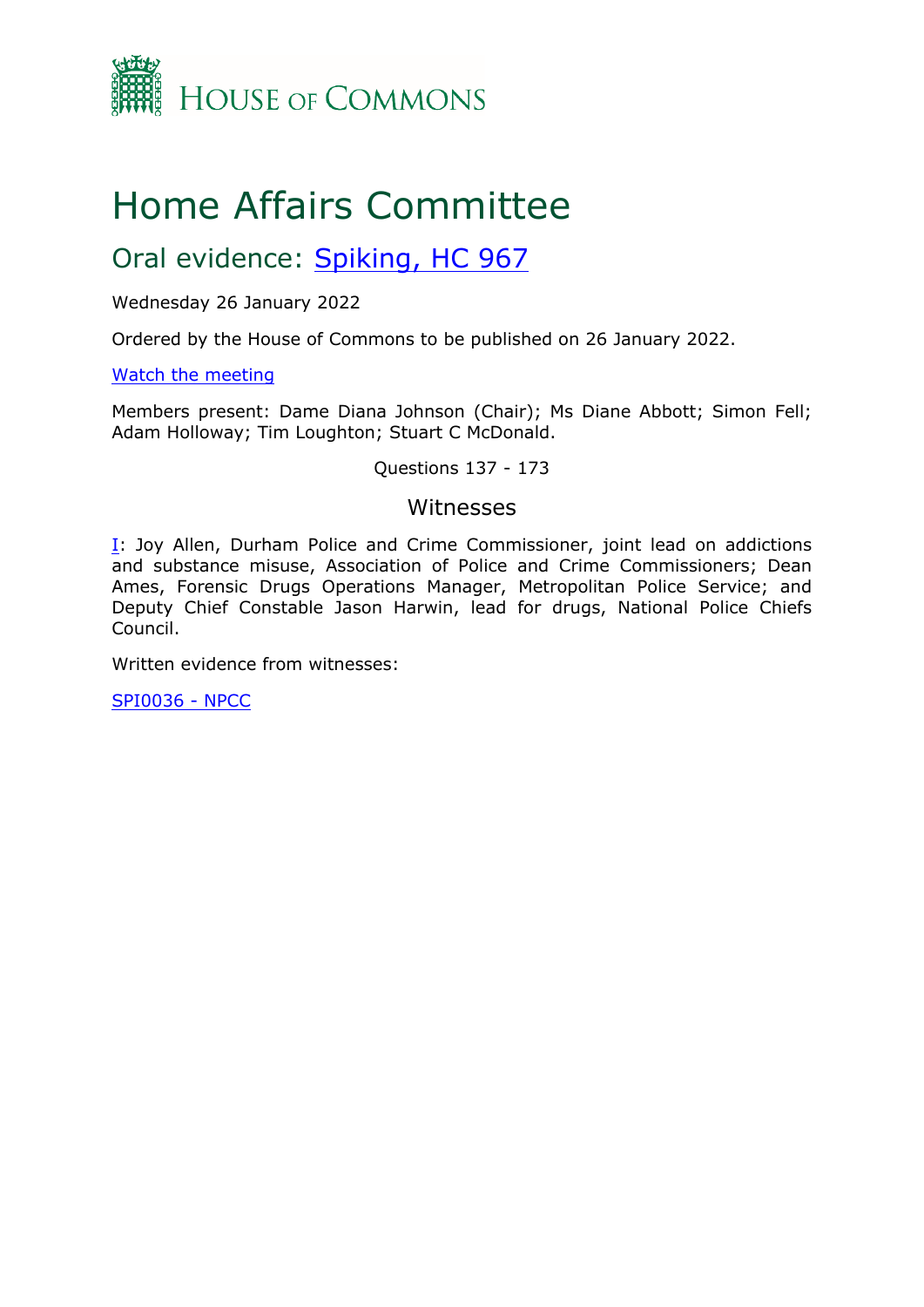# House of Commons

# Home Affairs Committee

## Oral evidence: Spiking, HC 967

Wednesday 26 January 2022

Ordered by the House of Commons to be published on 26 January 2022.

Watch the meeting

Members present: Dame Diana Johnson (Chair); Ms Diane Abbott; Simon Fell; Adam Holloway; Tim Loughton; Stuart C McDonald.

Questions 137 - 173

### Witnesses

I: Joy Allen, Durham Police and Crime Commissioner, joint lead on addictions and substance misuse, Association of Police and Crime Commissioners; Dean Ames, Forensic Drugs Operations Manager, Metropolitan Police Service; and Deputy Chief Constable Jason Harwin, lead for drugs, National Police Chiefs Council.

Written evidence from witnesses:

SPI0036 - NPCC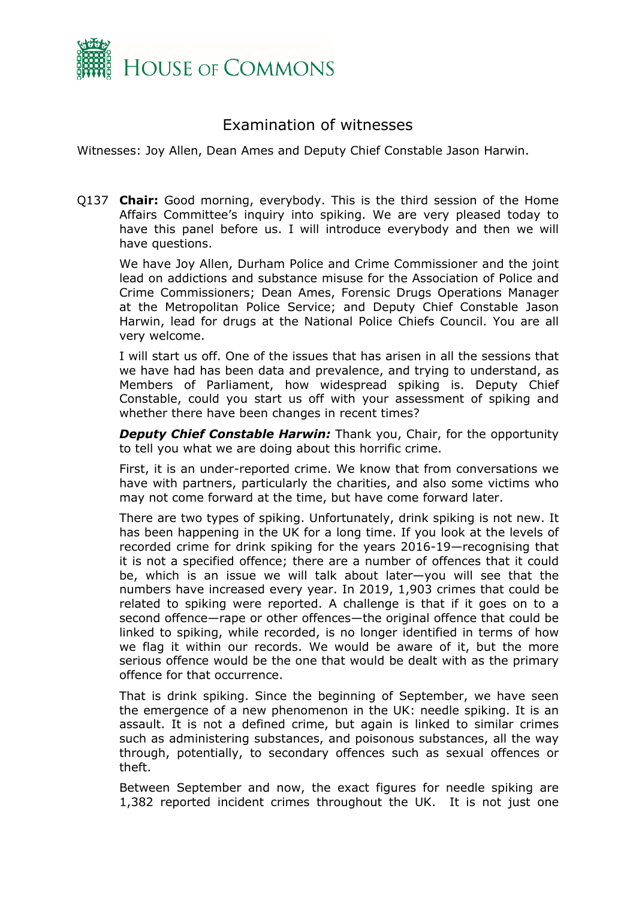# Examination of witnesses

Witnesses: Joy Allen, Dean Ames and Deputy Chief Constable Jason Harwin.

Q137 **Chair:** Good morning, everybody. This is the third session of the Home Affairs Committee's inquiry into spiking. We are very pleased today to have this panel before us. I will introduce everybody and then we will have questions.

We have Joy Allen, Durham Police and Crime Commissioner and the joint lead on addictions and substance misuse for the Association of Police and Crime Commissioners; Dean Ames, Forensic Drugs Operations Manager at the Metropolitan Police Service; and Deputy Chief Constable Jason Harwin, lead for drugs at the National Police Chiefs Council. You are all very welcome.

I will start us off. One of the issues that has arisen in all the sessions that we have had has been data and prevalence, and trying to understand, as Members of Parliament, how widespread spiking is. Deputy Chief Constable, could you start us off with your assessment of spiking and whether there have been changes in recent times?

***Deputy Chief Constable Harwin:*** Thank you, Chair, for the opportunity to tell you what we are doing about this horrific crime.

First, it is an under-reported crime. We know that from conversations we have with partners, particularly the charities, and also some victims who may not come forward at the time, but have come forward later.

There are two types of spiking. Unfortunately, drink spiking is not new. It has been happening in the UK for a long time. If you look at the levels of recorded crime for drink spiking for the years 2016-19—recognising that it is not a specified offence; there are a number of offences that it could be, which is an issue we will talk about later—you will see that the numbers have increased every year. In 2019, 1,903 crimes that could be related to spiking were reported. A challenge is that if it goes on to a second offence—rape or other offences—the original offence that could be linked to spiking, while recorded, is no longer identified in terms of how we flag it within our records. We would be aware of it, but the more serious offence would be the one that would be dealt with as the primary offence for that occurrence.

That is drink spiking. Since the beginning of September, we have seen the emergence of a new phenomenon in the UK: needle spiking. It is an assault. It is not a defined crime, but again is linked to similar crimes such as administering substances, and poisonous substances, all the way through, potentially, to secondary offences such as sexual offences or theft.

Between September and now, the exact figures for needle spiking are 1,382 reported incident crimes throughout the UK. It is not just one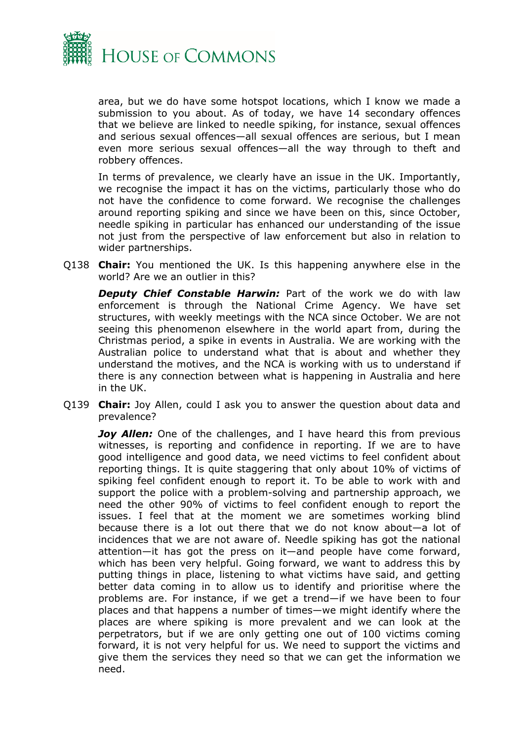area, but we do have some hotspot locations, which I know we made a submission to you about. As of today, we have 14 secondary offences that we believe are linked to needle spiking, for instance, sexual offences and serious sexual offences—all sexual offences are serious, but I mean even more serious sexual offences—all the way through to theft and robbery offences.

In terms of prevalence, we clearly have an issue in the UK. Importantly, we recognise the impact it has on the victims, particularly those who do not have the confidence to come forward. We recognise the challenges around reporting spiking and since we have been on this, since October, needle spiking in particular has enhanced our understanding of the issue not just from the perspective of law enforcement but also in relation to wider partnerships.

Q138 **Chair:** You mentioned the UK. Is this happening anywhere else in the world? Are we an outlier in this?

***Deputy Chief Constable Harwin:*** Part of the work we do with law enforcement is through the National Crime Agency. We have set structures, with weekly meetings with the NCA since October. We are not seeing this phenomenon elsewhere in the world apart from, during the Christmas period, a spike in events in Australia. We are working with the Australian police to understand what that is about and whether they understand the motives, and the NCA is working with us to understand if there is any connection between what is happening in Australia and here in the UK.

Q139 **Chair:** Joy Allen, could I ask you to answer the question about data and prevalence?

***Joy Allen:*** One of the challenges, and I have heard this from previous witnesses, is reporting and confidence in reporting. If we are to have good intelligence and good data, we need victims to feel confident about reporting things. It is quite staggering that only about 10% of victims of spiking feel confident enough to report it. To be able to work with and support the police with a problem-solving and partnership approach, we need the other 90% of victims to feel confident enough to report the issues. I feel that at the moment we are sometimes working blind because there is a lot out there that we do not know about—a lot of incidences that we are not aware of. Needle spiking has got the national attention—it has got the press on it—and people have come forward, which has been very helpful. Going forward, we want to address this by putting things in place, listening to what victims have said, and getting better data coming in to allow us to identify and prioritise where the problems are. For instance, if we get a trend—if we have been to four places and that happens a number of times—we might identify where the places are where spiking is more prevalent and we can look at the perpetrators, but if we are only getting one out of 100 victims coming forward, it is not very helpful for us. We need to support the victims and give them the services they need so that we can get the information we need.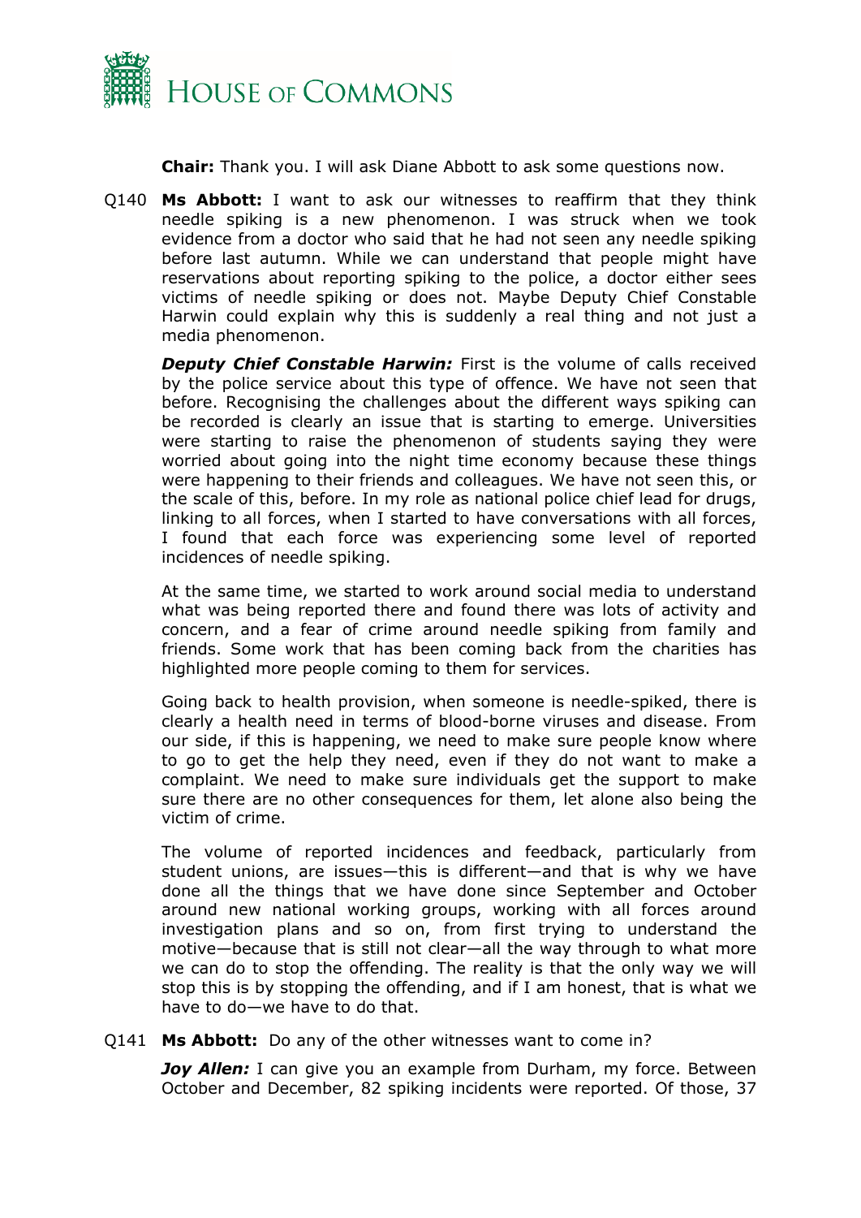**Chair:** Thank you. I will ask Diane Abbott to ask some questions now.

Q140 **Ms Abbott:** I want to ask our witnesses to reaffirm that they think needle spiking is a new phenomenon. I was struck when we took evidence from a doctor who said that he had not seen any needle spiking before last autumn. While we can understand that people might have reservations about reporting spiking to the police, a doctor either sees victims of needle spiking or does not. Maybe Deputy Chief Constable Harwin could explain why this is suddenly a real thing and not just a media phenomenon.

***Deputy Chief Constable Harwin:*** First is the volume of calls received by the police service about this type of offence. We have not seen that before. Recognising the challenges about the different ways spiking can be recorded is clearly an issue that is starting to emerge. Universities were starting to raise the phenomenon of students saying they were worried about going into the night time economy because these things were happening to their friends and colleagues. We have not seen this, or the scale of this, before. In my role as national police chief lead for drugs, linking to all forces, when I started to have conversations with all forces, I found that each force was experiencing some level of reported incidences of needle spiking.

At the same time, we started to work around social media to understand what was being reported there and found there was lots of activity and concern, and a fear of crime around needle spiking from family and friends. Some work that has been coming back from the charities has highlighted more people coming to them for services.

Going back to health provision, when someone is needle-spiked, there is clearly a health need in terms of blood-borne viruses and disease. From our side, if this is happening, we need to make sure people know where to go to get the help they need, even if they do not want to make a complaint. We need to make sure individuals get the support to make sure there are no other consequences for them, let alone also being the victim of crime.

The volume of reported incidences and feedback, particularly from student unions, are issues—this is different—and that is why we have done all the things that we have done since September and October around new national working groups, working with all forces around investigation plans and so on, from first trying to understand the motive—because that is still not clear—all the way through to what more we can do to stop the offending. The reality is that the only way we will stop this is by stopping the offending, and if I am honest, that is what we have to do—we have to do that.

Q141 **Ms Abbott:** Do any of the other witnesses want to come in?

***Joy Allen:*** I can give you an example from Durham, my force. Between October and December, 82 spiking incidents were reported. Of those, 37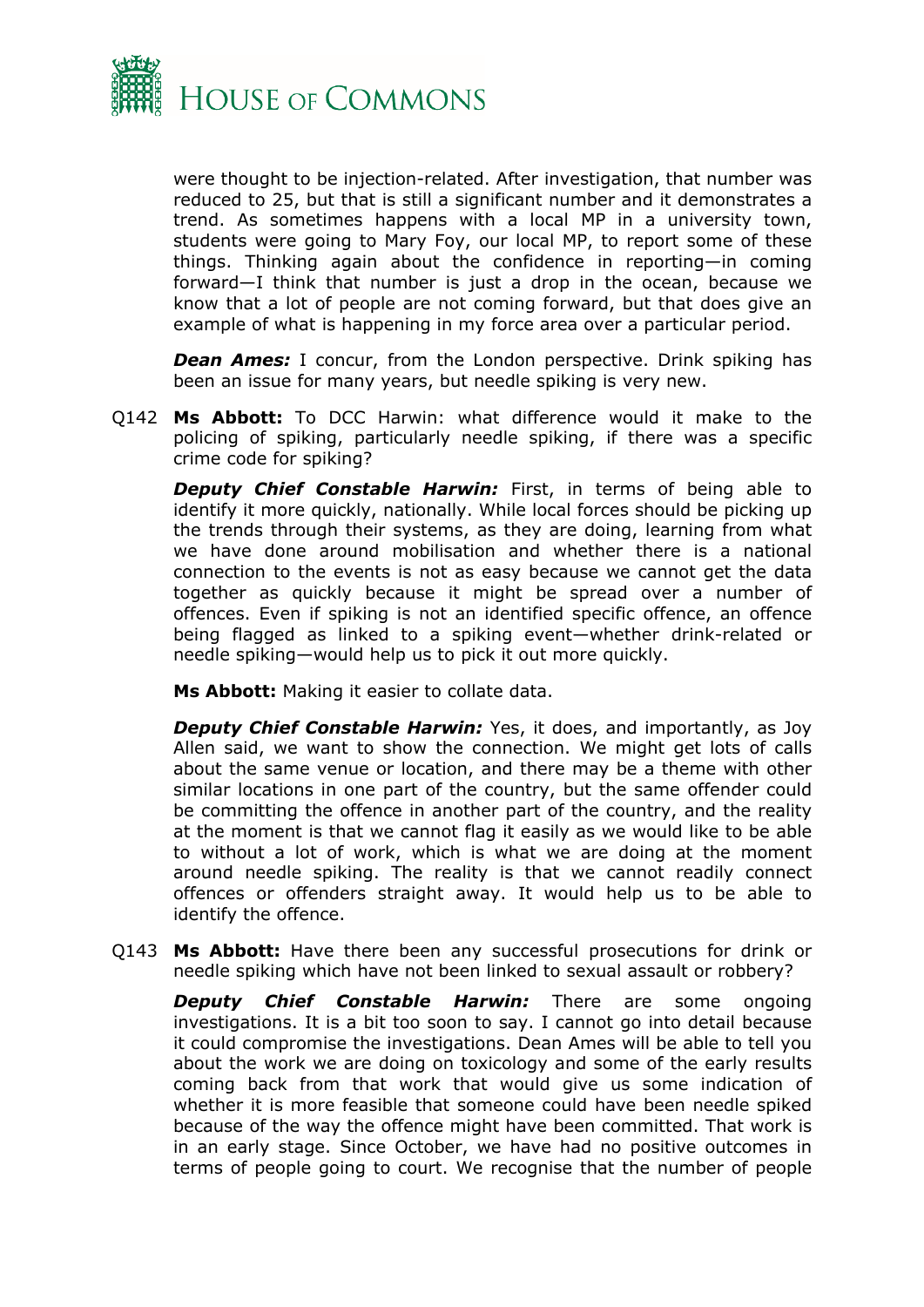were thought to be injection-related. After investigation, that number was reduced to 25, but that is still a significant number and it demonstrates a trend. As sometimes happens with a local MP in a university town, students were going to Mary Foy, our local MP, to report some of these things. Thinking again about the confidence in reporting—in coming forward—I think that number is just a drop in the ocean, because we know that a lot of people are not coming forward, but that does give an example of what is happening in my force area over a particular period.

***Dean Ames:*** I concur, from the London perspective. Drink spiking has been an issue for many years, but needle spiking is very new.

Q142 **Ms Abbott:** To DCC Harwin: what difference would it make to the policing of spiking, particularly needle spiking, if there was a specific crime code for spiking?

***Deputy Chief Constable Harwin:*** First, in terms of being able to identify it more quickly, nationally. While local forces should be picking up the trends through their systems, as they are doing, learning from what we have done around mobilisation and whether there is a national connection to the events is not as easy because we cannot get the data together as quickly because it might be spread over a number of offences. Even if spiking is not an identified specific offence, an offence being flagged as linked to a spiking event—whether drink-related or needle spiking—would help us to pick it out more quickly.

**Ms Abbott:** Making it easier to collate data.

***Deputy Chief Constable Harwin:*** Yes, it does, and importantly, as Joy Allen said, we want to show the connection. We might get lots of calls about the same venue or location, and there may be a theme with other similar locations in one part of the country, but the same offender could be committing the offence in another part of the country, and the reality at the moment is that we cannot flag it easily as we would like to be able to without a lot of work, which is what we are doing at the moment around needle spiking. The reality is that we cannot readily connect offences or offenders straight away. It would help us to be able to identify the offence.

Q143 **Ms Abbott:** Have there been any successful prosecutions for drink or needle spiking which have not been linked to sexual assault or robbery?

***Deputy Chief Constable Harwin:*** There are some ongoing investigations. It is a bit too soon to say. I cannot go into detail because it could compromise the investigations. Dean Ames will be able to tell you about the work we are doing on toxicology and some of the early results coming back from that work that would give us some indication of whether it is more feasible that someone could have been needle spiked because of the way the offence might have been committed. That work is in an early stage. Since October, we have had no positive outcomes in terms of people going to court. We recognise that the number of people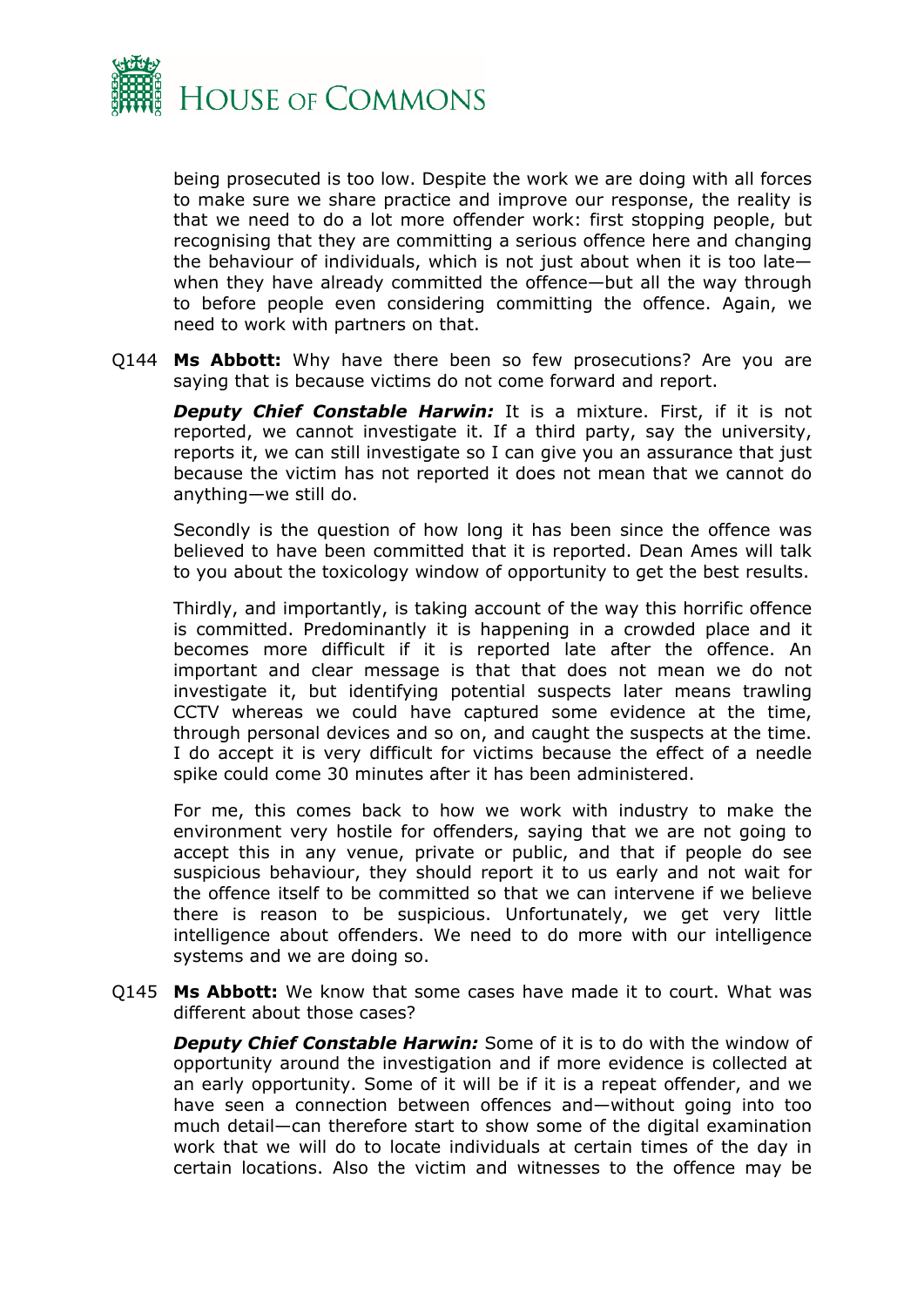being prosecuted is too low. Despite the work we are doing with all forces to make sure we share practice and improve our response, the reality is that we need to do a lot more offender work: first stopping people, but recognising that they are committing a serious offence here and changing the behaviour of individuals, which is not just about when it is too late—when they have already committed the offence—but all the way through to before people even considering committing the offence. Again, we need to work with partners on that.

Q144 **Ms Abbott:** Why have there been so few prosecutions? Are you are saying that is because victims do not come forward and report.

***Deputy Chief Constable Harwin:*** It is a mixture. First, if it is not reported, we cannot investigate it. If a third party, say the university, reports it, we can still investigate so I can give you an assurance that just because the victim has not reported it does not mean that we cannot do anything—we still do.

Secondly is the question of how long it has been since the offence was believed to have been committed that it is reported. Dean Ames will talk to you about the toxicology window of opportunity to get the best results.

Thirdly, and importantly, is taking account of the way this horrific offence is committed. Predominantly it is happening in a crowded place and it becomes more difficult if it is reported late after the offence. An important and clear message is that that does not mean we do not investigate it, but identifying potential suspects later means trawling CCTV whereas we could have captured some evidence at the time, through personal devices and so on, and caught the suspects at the time. I do accept it is very difficult for victims because the effect of a needle spike could come 30 minutes after it has been administered.

For me, this comes back to how we work with industry to make the environment very hostile for offenders, saying that we are not going to accept this in any venue, private or public, and that if people do see suspicious behaviour, they should report it to us early and not wait for the offence itself to be committed so that we can intervene if we believe there is reason to be suspicious. Unfortunately, we get very little intelligence about offenders. We need to do more with our intelligence systems and we are doing so.

Q145 **Ms Abbott:** We know that some cases have made it to court. What was different about those cases?

***Deputy Chief Constable Harwin:*** Some of it is to do with the window of opportunity around the investigation and if more evidence is collected at an early opportunity. Some of it will be if it is a repeat offender, and we have seen a connection between offences and—without going into too much detail—can therefore start to show some of the digital examination work that we will do to locate individuals at certain times of the day in certain locations. Also the victim and witnesses to the offence may be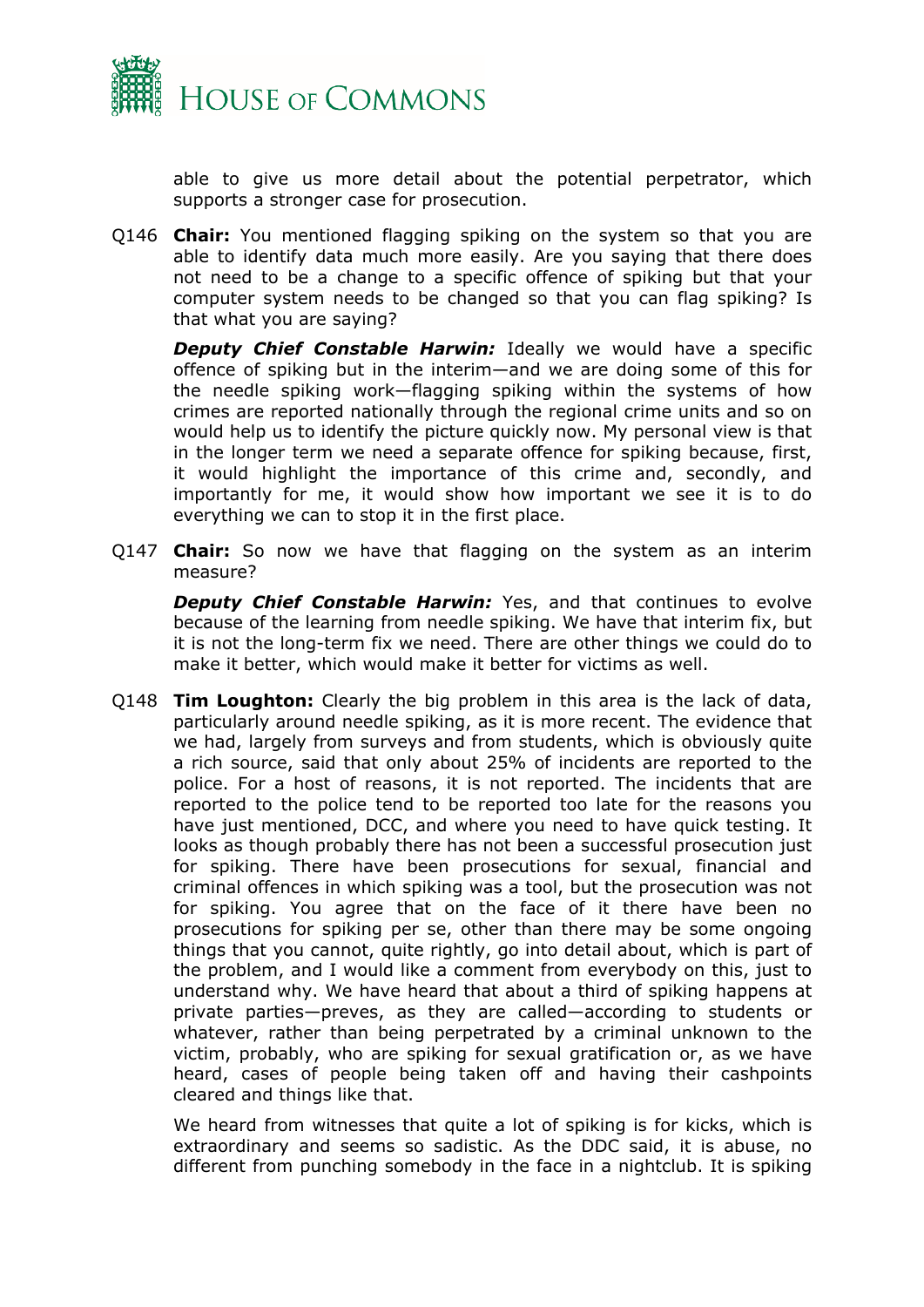able to give us more detail about the potential perpetrator, which supports a stronger case for prosecution.

Q146 **Chair:** You mentioned flagging spiking on the system so that you are able to identify data much more easily. Are you saying that there does not need to be a change to a specific offence of spiking but that your computer system needs to be changed so that you can flag spiking? Is that what you are saying?

***Deputy Chief Constable Harwin:*** Ideally we would have a specific offence of spiking but in the interim—and we are doing some of this for the needle spiking work—flagging spiking within the systems of how crimes are reported nationally through the regional crime units and so on would help us to identify the picture quickly now. My personal view is that in the longer term we need a separate offence for spiking because, first, it would highlight the importance of this crime and, secondly, and importantly for me, it would show how important we see it is to do everything we can to stop it in the first place.

Q147 **Chair:** So now we have that flagging on the system as an interim measure?

***Deputy Chief Constable Harwin:*** Yes, and that continues to evolve because of the learning from needle spiking. We have that interim fix, but it is not the long-term fix we need. There are other things we could do to make it better, which would make it better for victims as well.

Q148 **Tim Loughton:** Clearly the big problem in this area is the lack of data, particularly around needle spiking, as it is more recent. The evidence that we had, largely from surveys and from students, which is obviously quite a rich source, said that only about 25% of incidents are reported to the police. For a host of reasons, it is not reported. The incidents that are reported to the police tend to be reported too late for the reasons you have just mentioned, DCC, and where you need to have quick testing. It looks as though probably there has not been a successful prosecution just for spiking. There have been prosecutions for sexual, financial and criminal offences in which spiking was a tool, but the prosecution was not for spiking. You agree that on the face of it there have been no prosecutions for spiking per se, other than there may be some ongoing things that you cannot, quite rightly, go into detail about, which is part of the problem, and I would like a comment from everybody on this, just to understand why. We have heard that about a third of spiking happens at private parties—preves, as they are called—according to students or whatever, rather than being perpetrated by a criminal unknown to the victim, probably, who are spiking for sexual gratification or, as we have heard, cases of people being taken off and having their cashpoints cleared and things like that.

We heard from witnesses that quite a lot of spiking is for kicks, which is extraordinary and seems so sadistic. As the DDC said, it is abuse, no different from punching somebody in the face in a nightclub. It is spiking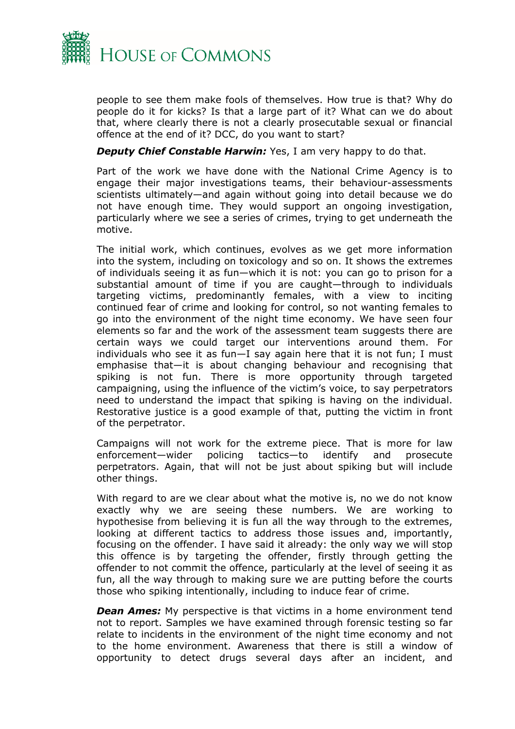people to see them make fools of themselves. How true is that? Why do people do it for kicks? Is that a large part of it? What can we do about that, where clearly there is not a clearly prosecutable sexual or financial offence at the end of it? DCC, do you want to start?

***Deputy Chief Constable Harwin:*** Yes, I am very happy to do that.

Part of the work we have done with the National Crime Agency is to engage their major investigations teams, their behaviour-assessments scientists ultimately—and again without going into detail because we do not have enough time. They would support an ongoing investigation, particularly where we see a series of crimes, trying to get underneath the motive.

The initial work, which continues, evolves as we get more information into the system, including on toxicology and so on. It shows the extremes of individuals seeing it as fun—which it is not: you can go to prison for a substantial amount of time if you are caught—through to individuals targeting victims, predominantly females, with a view to inciting continued fear of crime and looking for control, so not wanting females to go into the environment of the night time economy. We have seen four elements so far and the work of the assessment team suggests there are certain ways we could target our interventions around them. For individuals who see it as fun—I say again here that it is not fun; I must emphasise that—it is about changing behaviour and recognising that spiking is not fun. There is more opportunity through targeted campaigning, using the influence of the victim's voice, to say perpetrators need to understand the impact that spiking is having on the individual. Restorative justice is a good example of that, putting the victim in front of the perpetrator.

Campaigns will not work for the extreme piece. That is more for law enforcement—wider policing tactics—to identify and prosecute perpetrators. Again, that will not be just about spiking but will include other things.

With regard to are we clear about what the motive is, no we do not know exactly why we are seeing these numbers. We are working to hypothesise from believing it is fun all the way through to the extremes, looking at different tactics to address those issues and, importantly, focusing on the offender. I have said it already: the only way we will stop this offence is by targeting the offender, firstly through getting the offender to not commit the offence, particularly at the level of seeing it as fun, all the way through to making sure we are putting before the courts those who spiking intentionally, including to induce fear of crime.

***Dean Ames:*** My perspective is that victims in a home environment tend not to report. Samples we have examined through forensic testing so far relate to incidents in the environment of the night time economy and not to the home environment. Awareness that there is still a window of opportunity to detect drugs several days after an incident, and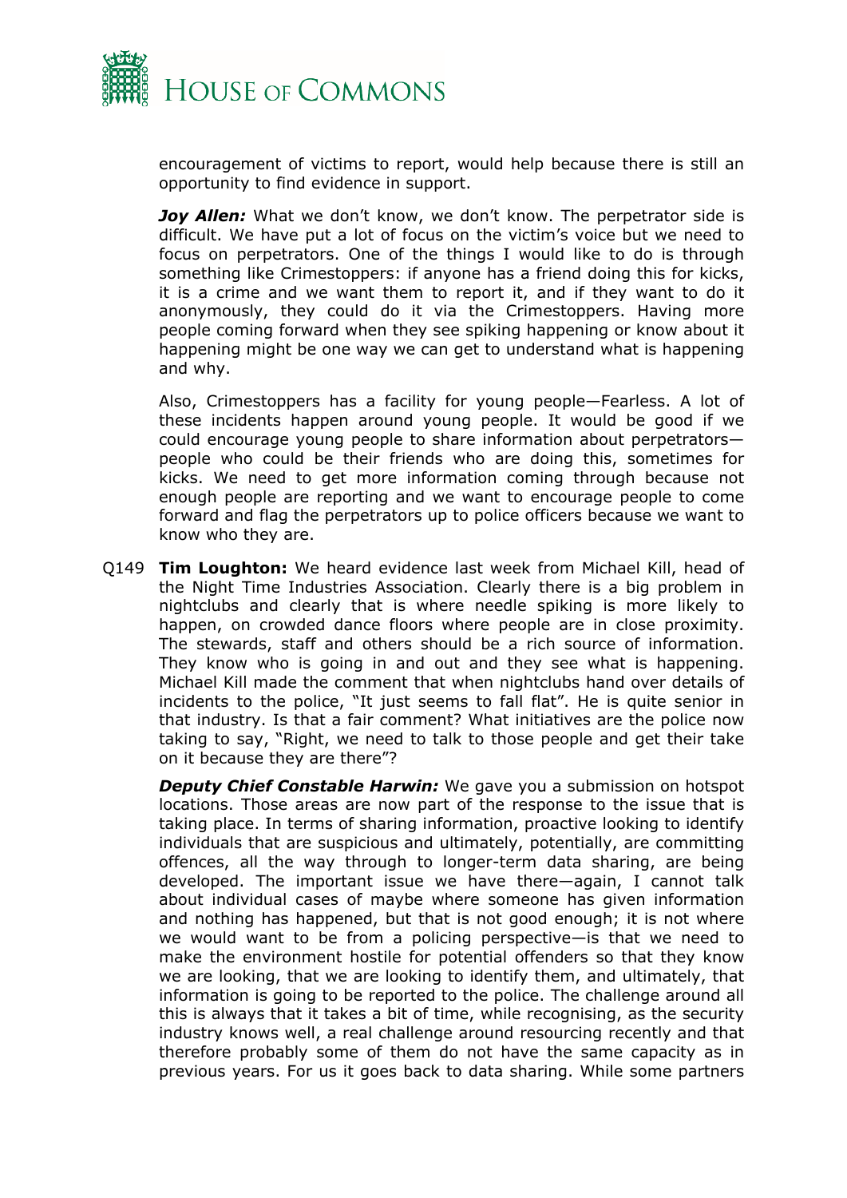encouragement of victims to report, would help because there is still an opportunity to find evidence in support.

***Joy Allen:*** What we don't know, we don't know. The perpetrator side is difficult. We have put a lot of focus on the victim's voice but we need to focus on perpetrators. One of the things I would like to do is through something like Crimestoppers: if anyone has a friend doing this for kicks, it is a crime and we want them to report it, and if they want to do it anonymously, they could do it via the Crimestoppers. Having more people coming forward when they see spiking happening or know about it happening might be one way we can get to understand what is happening and why.

Also, Crimestoppers has a facility for young people—Fearless. A lot of these incidents happen around young people. It would be good if we could encourage young people to share information about perpetrators—people who could be their friends who are doing this, sometimes for kicks. We need to get more information coming through because not enough people are reporting and we want to encourage people to come forward and flag the perpetrators up to police officers because we want to know who they are.

Q149 **Tim Loughton:** We heard evidence last week from Michael Kill, head of the Night Time Industries Association. Clearly there is a big problem in nightclubs and clearly that is where needle spiking is more likely to happen, on crowded dance floors where people are in close proximity. The stewards, staff and others should be a rich source of information. They know who is going in and out and they see what is happening. Michael Kill made the comment that when nightclubs hand over details of incidents to the police, "It just seems to fall flat". He is quite senior in that industry. Is that a fair comment? What initiatives are the police now taking to say, "Right, we need to talk to those people and get their take on it because they are there"?

***Deputy Chief Constable Harwin:*** We gave you a submission on hotspot locations. Those areas are now part of the response to the issue that is taking place. In terms of sharing information, proactive looking to identify individuals that are suspicious and ultimately, potentially, are committing offences, all the way through to longer-term data sharing, are being developed. The important issue we have there—again, I cannot talk about individual cases of maybe where someone has given information and nothing has happened, but that is not good enough; it is not where we would want to be from a policing perspective—is that we need to make the environment hostile for potential offenders so that they know we are looking, that we are looking to identify them, and ultimately, that information is going to be reported to the police. The challenge around all this is always that it takes a bit of time, while recognising, as the security industry knows well, a real challenge around resourcing recently and that therefore probably some of them do not have the same capacity as in previous years. For us it goes back to data sharing. While some partners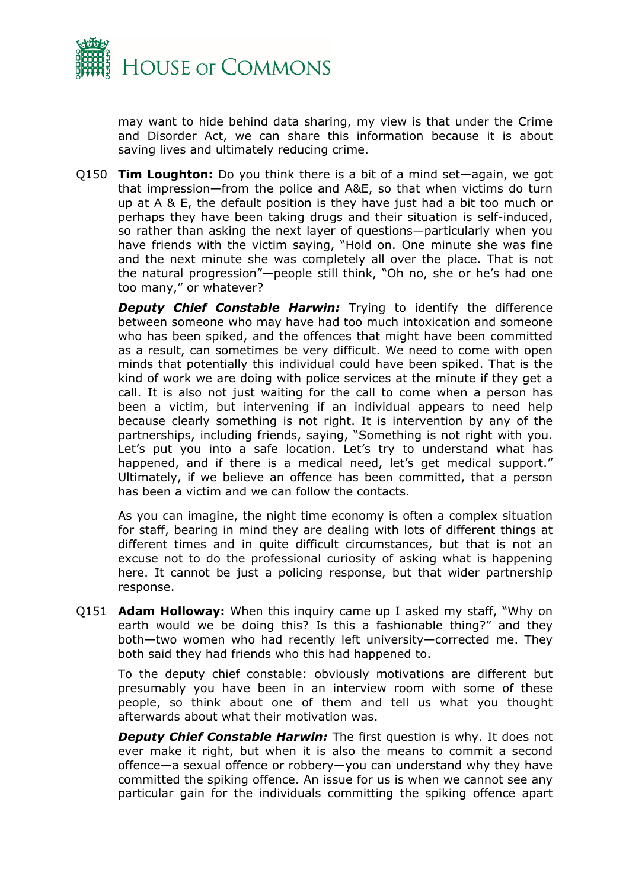may want to hide behind data sharing, my view is that under the Crime and Disorder Act, we can share this information because it is about saving lives and ultimately reducing crime.

Q150 **Tim Loughton:** Do you think there is a bit of a mind set—again, we got that impression—from the police and A&E, so that when victims do turn up at A & E, the default position is they have just had a bit too much or perhaps they have been taking drugs and their situation is self-induced, so rather than asking the next layer of questions—particularly when you have friends with the victim saying, "Hold on. One minute she was fine and the next minute she was completely all over the place. That is not the natural progression"—people still think, "Oh no, she or he's had one too many," or whatever?

***Deputy Chief Constable Harwin:*** Trying to identify the difference between someone who may have had too much intoxication and someone who has been spiked, and the offences that might have been committed as a result, can sometimes be very difficult. We need to come with open minds that potentially this individual could have been spiked. That is the kind of work we are doing with police services at the minute if they get a call. It is also not just waiting for the call to come when a person has been a victim, but intervening if an individual appears to need help because clearly something is not right. It is intervention by any of the partnerships, including friends, saying, "Something is not right with you. Let's put you into a safe location. Let's try to understand what has happened, and if there is a medical need, let's get medical support." Ultimately, if we believe an offence has been committed, that a person has been a victim and we can follow the contacts.

As you can imagine, the night time economy is often a complex situation for staff, bearing in mind they are dealing with lots of different things at different times and in quite difficult circumstances, but that is not an excuse not to do the professional curiosity of asking what is happening here. It cannot be just a policing response, but that wider partnership response.

Q151 **Adam Holloway:** When this inquiry came up I asked my staff, "Why on earth would we be doing this? Is this a fashionable thing?" and they both—two women who had recently left university—corrected me. They both said they had friends who this had happened to.

To the deputy chief constable: obviously motivations are different but presumably you have been in an interview room with some of these people, so think about one of them and tell us what you thought afterwards about what their motivation was.

***Deputy Chief Constable Harwin:*** The first question is why. It does not ever make it right, but when it is also the means to commit a second offence—a sexual offence or robbery—you can understand why they have committed the spiking offence. An issue for us is when we cannot see any particular gain for the individuals committing the spiking offence apart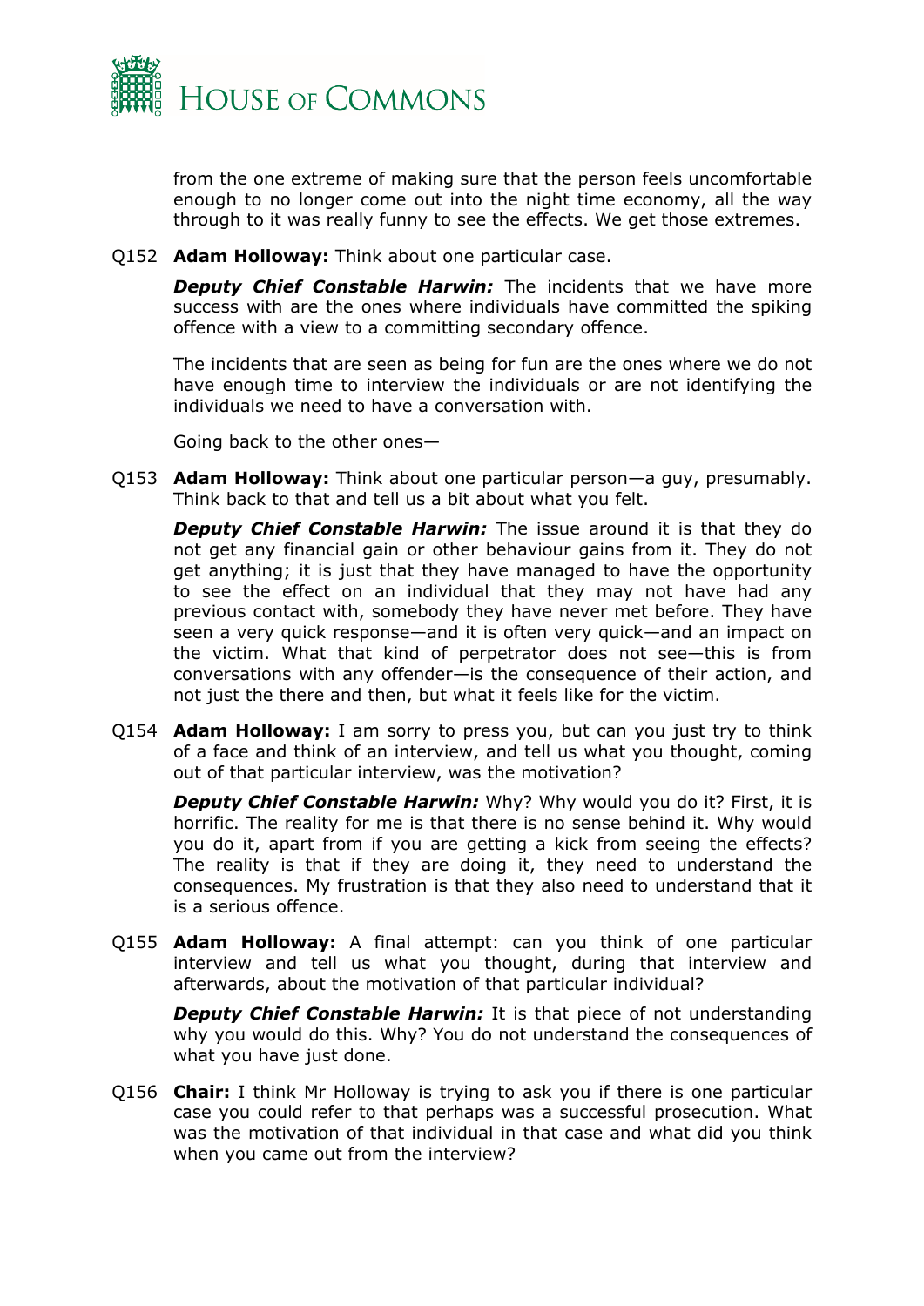from the one extreme of making sure that the person feels uncomfortable enough to no longer come out into the night time economy, all the way through to it was really funny to see the effects. We get those extremes.

Q152 **Adam Holloway:** Think about one particular case.

***Deputy Chief Constable Harwin:*** The incidents that we have more success with are the ones where individuals have committed the spiking offence with a view to a committing secondary offence.

The incidents that are seen as being for fun are the ones where we do not have enough time to interview the individuals or are not identifying the individuals we need to have a conversation with.

Going back to the other ones—

Q153 **Adam Holloway:** Think about one particular person—a guy, presumably. Think back to that and tell us a bit about what you felt.

***Deputy Chief Constable Harwin:*** The issue around it is that they do not get any financial gain or other behaviour gains from it. They do not get anything; it is just that they have managed to have the opportunity to see the effect on an individual that they may not have had any previous contact with, somebody they have never met before. They have seen a very quick response—and it is often very quick—and an impact on the victim. What that kind of perpetrator does not see—this is from conversations with any offender—is the consequence of their action, and not just the there and then, but what it feels like for the victim.

Q154 **Adam Holloway:** I am sorry to press you, but can you just try to think of a face and think of an interview, and tell us what you thought, coming out of that particular interview, was the motivation?

***Deputy Chief Constable Harwin:*** Why? Why would you do it? First, it is horrific. The reality for me is that there is no sense behind it. Why would you do it, apart from if you are getting a kick from seeing the effects? The reality is that if they are doing it, they need to understand the consequences. My frustration is that they also need to understand that it is a serious offence.

Q155 **Adam Holloway:** A final attempt: can you think of one particular interview and tell us what you thought, during that interview and afterwards, about the motivation of that particular individual?

***Deputy Chief Constable Harwin:*** It is that piece of not understanding why you would do this. Why? You do not understand the consequences of what you have just done.

Q156 **Chair:** I think Mr Holloway is trying to ask you if there is one particular case you could refer to that perhaps was a successful prosecution. What was the motivation of that individual in that case and what did you think when you came out from the interview?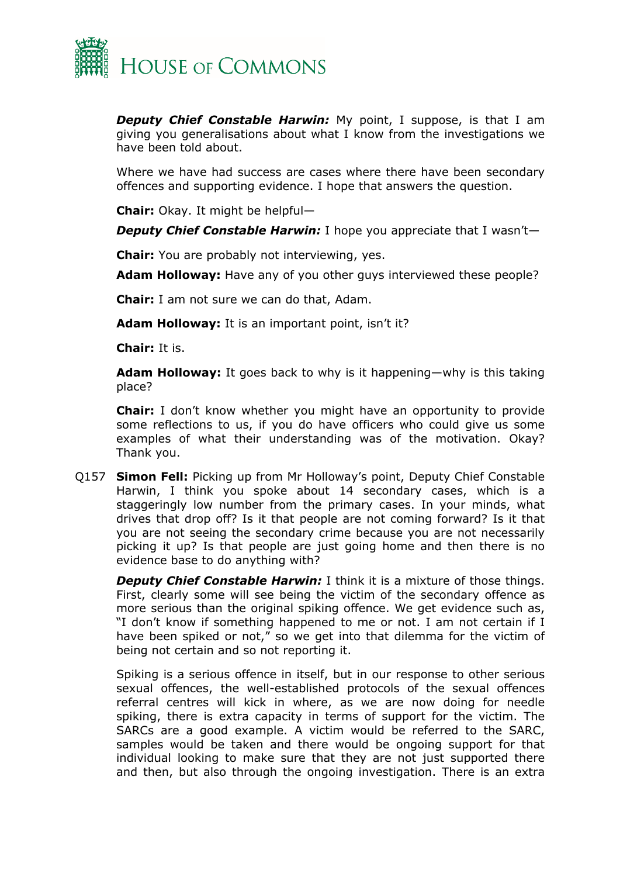***Deputy Chief Constable Harwin:*** My point, I suppose, is that I am giving you generalisations about what I know from the investigations we have been told about.

Where we have had success are cases where there have been secondary offences and supporting evidence. I hope that answers the question.

**Chair:** Okay. It might be helpful—

***Deputy Chief Constable Harwin:*** I hope you appreciate that I wasn't—

**Chair:** You are probably not interviewing, yes.

**Adam Holloway:** Have any of you other guys interviewed these people?

**Chair:** I am not sure we can do that, Adam.

**Adam Holloway:** It is an important point, isn't it?

**Chair:** It is.

**Adam Holloway:** It goes back to why is it happening—why is this taking place?

**Chair:** I don't know whether you might have an opportunity to provide some reflections to us, if you do have officers who could give us some examples of what their understanding was of the motivation. Okay? Thank you.

Q157 **Simon Fell:** Picking up from Mr Holloway's point, Deputy Chief Constable Harwin, I think you spoke about 14 secondary cases, which is a staggeringly low number from the primary cases. In your minds, what drives that drop off? Is it that people are not coming forward? Is it that you are not seeing the secondary crime because you are not necessarily picking it up? Is that people are just going home and then there is no evidence base to do anything with?

***Deputy Chief Constable Harwin:*** I think it is a mixture of those things. First, clearly some will see being the victim of the secondary offence as more serious than the original spiking offence. We get evidence such as, "I don't know if something happened to me or not. I am not certain if I have been spiked or not," so we get into that dilemma for the victim of being not certain and so not reporting it.

Spiking is a serious offence in itself, but in our response to other serious sexual offences, the well-established protocols of the sexual offences referral centres will kick in where, as we are now doing for needle spiking, there is extra capacity in terms of support for the victim. The SARCs are a good example. A victim would be referred to the SARC, samples would be taken and there would be ongoing support for that individual looking to make sure that they are not just supported there and then, but also through the ongoing investigation. There is an extra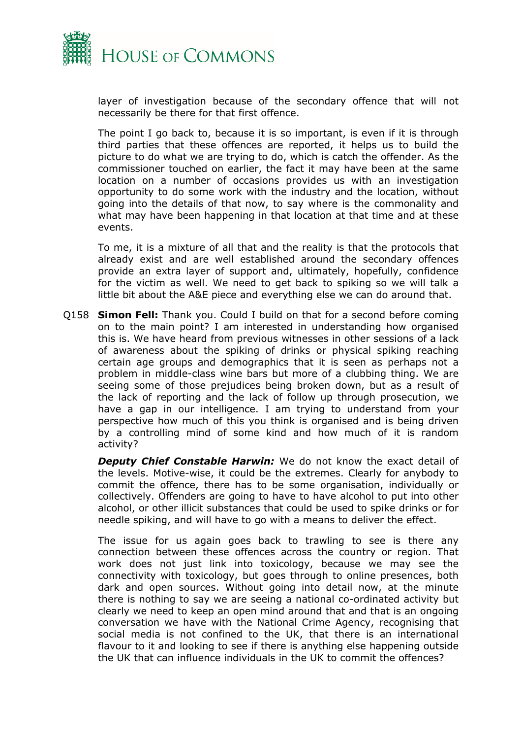layer of investigation because of the secondary offence that will not necessarily be there for that first offence.

The point I go back to, because it is so important, is even if it is through third parties that these offences are reported, it helps us to build the picture to do what we are trying to do, which is catch the offender. As the commissioner touched on earlier, the fact it may have been at the same location on a number of occasions provides us with an investigation opportunity to do some work with the industry and the location, without going into the details of that now, to say where is the commonality and what may have been happening in that location at that time and at these events.

To me, it is a mixture of all that and the reality is that the protocols that already exist and are well established around the secondary offences provide an extra layer of support and, ultimately, hopefully, confidence for the victim as well. We need to get back to spiking so we will talk a little bit about the A&E piece and everything else we can do around that.

Q158 **Simon Fell:** Thank you. Could I build on that for a second before coming on to the main point? I am interested in understanding how organised this is. We have heard from previous witnesses in other sessions of a lack of awareness about the spiking of drinks or physical spiking reaching certain age groups and demographics that it is seen as perhaps not a problem in middle-class wine bars but more of a clubbing thing. We are seeing some of those prejudices being broken down, but as a result of the lack of reporting and the lack of follow up through prosecution, we have a gap in our intelligence. I am trying to understand from your perspective how much of this you think is organised and is being driven by a controlling mind of some kind and how much of it is random activity?

***Deputy Chief Constable Harwin:*** We do not know the exact detail of the levels. Motive-wise, it could be the extremes. Clearly for anybody to commit the offence, there has to be some organisation, individually or collectively. Offenders are going to have to have alcohol to put into other alcohol, or other illicit substances that could be used to spike drinks or for needle spiking, and will have to go with a means to deliver the effect.

The issue for us again goes back to trawling to see is there any connection between these offences across the country or region. That work does not just link into toxicology, because we may see the connectivity with toxicology, but goes through to online presences, both dark and open sources. Without going into detail now, at the minute there is nothing to say we are seeing a national co-ordinated activity but clearly we need to keep an open mind around that and that is an ongoing conversation we have with the National Crime Agency, recognising that social media is not confined to the UK, that there is an international flavour to it and looking to see if there is anything else happening outside the UK that can influence individuals in the UK to commit the offences?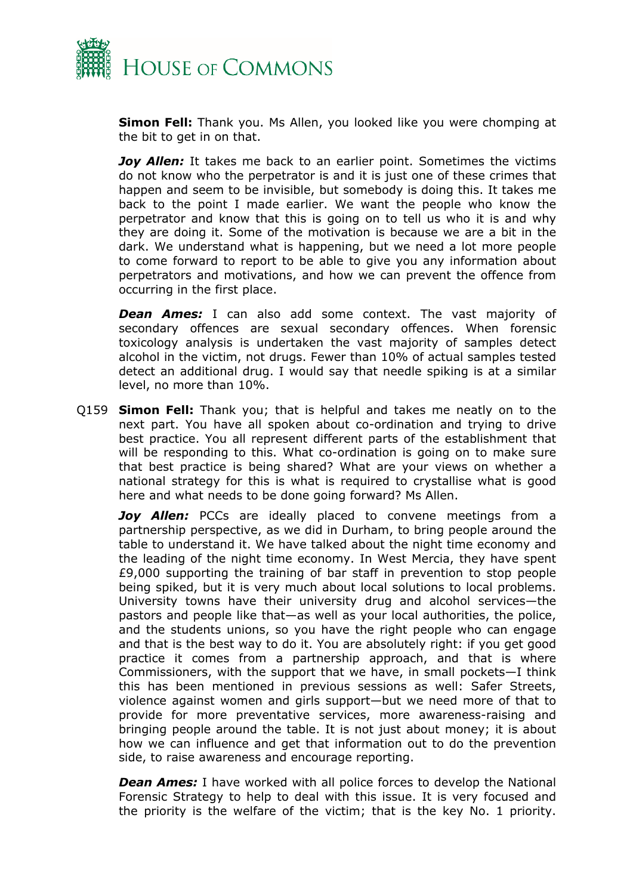**Simon Fell:** Thank you. Ms Allen, you looked like you were chomping at the bit to get in on that.

***Joy Allen:*** It takes me back to an earlier point. Sometimes the victims do not know who the perpetrator is and it is just one of these crimes that happen and seem to be invisible, but somebody is doing this. It takes me back to the point I made earlier. We want the people who know the perpetrator and know that this is going on to tell us who it is and why they are doing it. Some of the motivation is because we are a bit in the dark. We understand what is happening, but we need a lot more people to come forward to report to be able to give you any information about perpetrators and motivations, and how we can prevent the offence from occurring in the first place.

***Dean Ames:*** I can also add some context. The vast majority of secondary offences are sexual secondary offences. When forensic toxicology analysis is undertaken the vast majority of samples detect alcohol in the victim, not drugs. Fewer than 10% of actual samples tested detect an additional drug. I would say that needle spiking is at a similar level, no more than 10%.

Q159 **Simon Fell:** Thank you; that is helpful and takes me neatly on to the next part. You have all spoken about co-ordination and trying to drive best practice. You all represent different parts of the establishment that will be responding to this. What co-ordination is going on to make sure that best practice is being shared? What are your views on whether a national strategy for this is what is required to crystallise what is good here and what needs to be done going forward? Ms Allen.

***Joy Allen:*** PCCs are ideally placed to convene meetings from a partnership perspective, as we did in Durham, to bring people around the table to understand it. We have talked about the night time economy and the leading of the night time economy. In West Mercia, they have spent £9,000 supporting the training of bar staff in prevention to stop people being spiked, but it is very much about local solutions to local problems. University towns have their university drug and alcohol services—the pastors and people like that—as well as your local authorities, the police, and the students unions, so you have the right people who can engage and that is the best way to do it. You are absolutely right: if you get good practice it comes from a partnership approach, and that is where Commissioners, with the support that we have, in small pockets—I think this has been mentioned in previous sessions as well: Safer Streets, violence against women and girls support—but we need more of that to provide for more preventative services, more awareness-raising and bringing people around the table. It is not just about money; it is about how we can influence and get that information out to do the prevention side, to raise awareness and encourage reporting.

***Dean Ames:*** I have worked with all police forces to develop the National Forensic Strategy to help to deal with this issue. It is very focused and the priority is the welfare of the victim; that is the key No. 1 priority.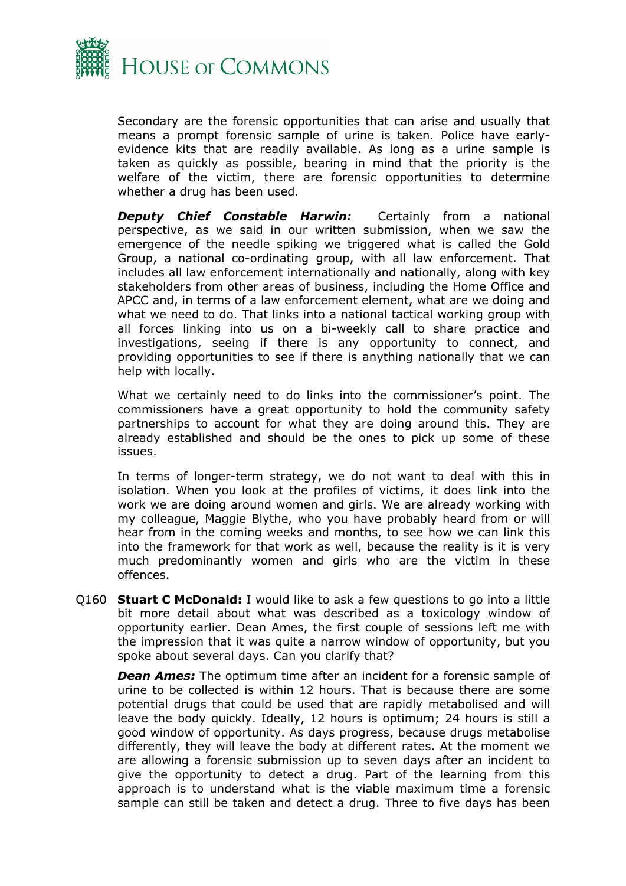Secondary are the forensic opportunities that can arise and usually that means a prompt forensic sample of urine is taken. Police have early-evidence kits that are readily available. As long as a urine sample is taken as quickly as possible, bearing in mind that the priority is the welfare of the victim, there are forensic opportunities to determine whether a drug has been used.

***Deputy Chief Constable Harwin:*** Certainly from a national perspective, as we said in our written submission, when we saw the emergence of the needle spiking we triggered what is called the Gold Group, a national co-ordinating group, with all law enforcement. That includes all law enforcement internationally and nationally, along with key stakeholders from other areas of business, including the Home Office and APCC and, in terms of a law enforcement element, what are we doing and what we need to do. That links into a national tactical working group with all forces linking into us on a bi-weekly call to share practice and investigations, seeing if there is any opportunity to connect, and providing opportunities to see if there is anything nationally that we can help with locally.

What we certainly need to do links into the commissioner's point. The commissioners have a great opportunity to hold the community safety partnerships to account for what they are doing around this. They are already established and should be the ones to pick up some of these issues.

In terms of longer-term strategy, we do not want to deal with this in isolation. When you look at the profiles of victims, it does link into the work we are doing around women and girls. We are already working with my colleague, Maggie Blythe, who you have probably heard from or will hear from in the coming weeks and months, to see how we can link this into the framework for that work as well, because the reality is it is very much predominantly women and girls who are the victim in these offences.

Q160 **Stuart C McDonald:** I would like to ask a few questions to go into a little bit more detail about what was described as a toxicology window of opportunity earlier. Dean Ames, the first couple of sessions left me with the impression that it was quite a narrow window of opportunity, but you spoke about several days. Can you clarify that?

***Dean Ames:*** The optimum time after an incident for a forensic sample of urine to be collected is within 12 hours. That is because there are some potential drugs that could be used that are rapidly metabolised and will leave the body quickly. Ideally, 12 hours is optimum; 24 hours is still a good window of opportunity. As days progress, because drugs metabolise differently, they will leave the body at different rates. At the moment we are allowing a forensic submission up to seven days after an incident to give the opportunity to detect a drug. Part of the learning from this approach is to understand what is the viable maximum time a forensic sample can still be taken and detect a drug. Three to five days has been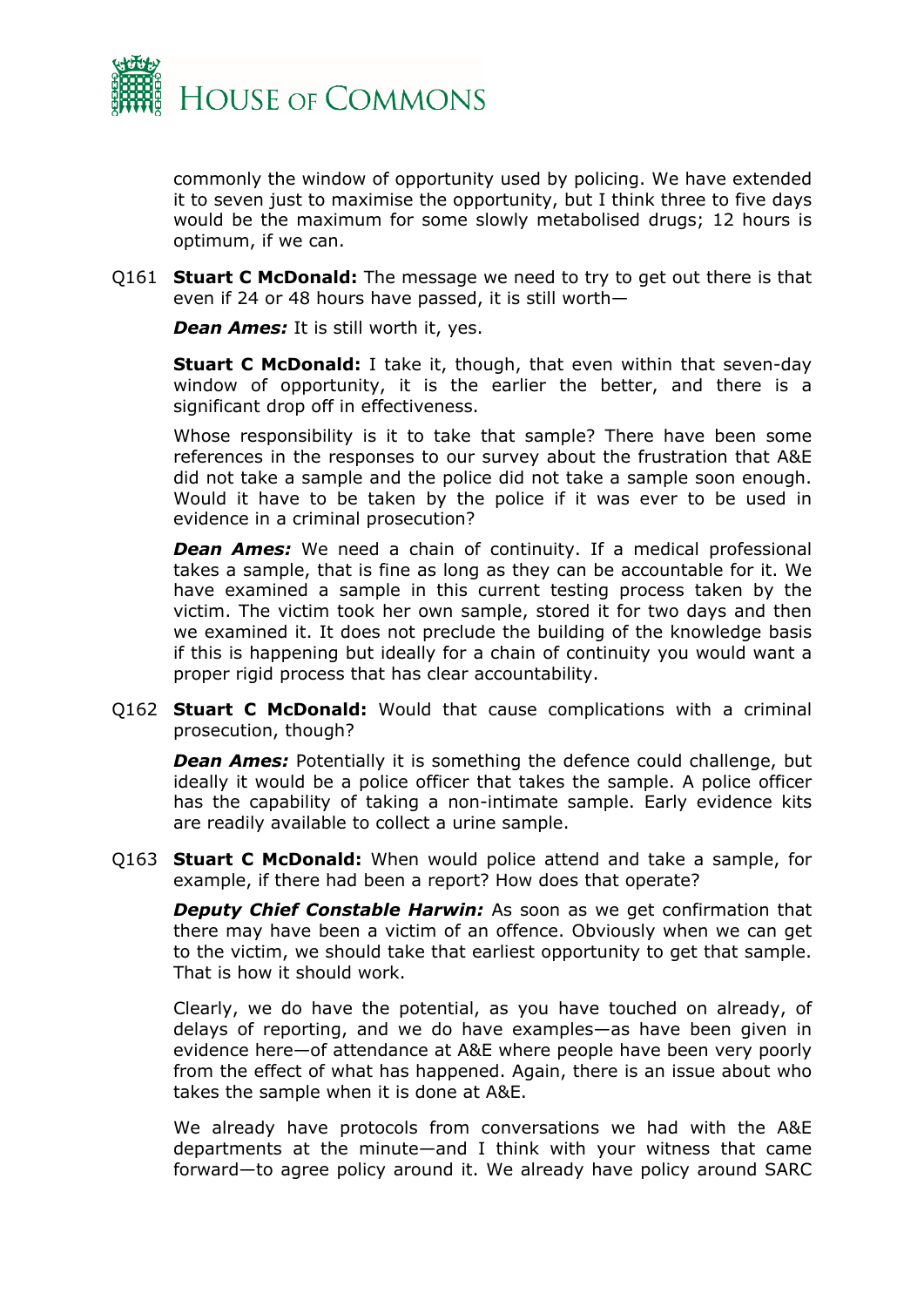commonly the window of opportunity used by policing. We have extended it to seven just to maximise the opportunity, but I think three to five days would be the maximum for some slowly metabolised drugs; 12 hours is optimum, if we can.

Q161 **Stuart C McDonald:** The message we need to try to get out there is that even if 24 or 48 hours have passed, it is still worth—

***Dean Ames:*** It is still worth it, yes.

**Stuart C McDonald:** I take it, though, that even within that seven-day window of opportunity, it is the earlier the better, and there is a significant drop off in effectiveness.

Whose responsibility is it to take that sample? There have been some references in the responses to our survey about the frustration that A&E did not take a sample and the police did not take a sample soon enough. Would it have to be taken by the police if it was ever to be used in evidence in a criminal prosecution?

***Dean Ames:*** We need a chain of continuity. If a medical professional takes a sample, that is fine as long as they can be accountable for it. We have examined a sample in this current testing process taken by the victim. The victim took her own sample, stored it for two days and then we examined it. It does not preclude the building of the knowledge basis if this is happening but ideally for a chain of continuity you would want a proper rigid process that has clear accountability.

Q162 **Stuart C McDonald:** Would that cause complications with a criminal prosecution, though?

***Dean Ames:*** Potentially it is something the defence could challenge, but ideally it would be a police officer that takes the sample. A police officer has the capability of taking a non-intimate sample. Early evidence kits are readily available to collect a urine sample.

Q163 **Stuart C McDonald:** When would police attend and take a sample, for example, if there had been a report? How does that operate?

***Deputy Chief Constable Harwin:*** As soon as we get confirmation that there may have been a victim of an offence. Obviously when we can get to the victim, we should take that earliest opportunity to get that sample. That is how it should work.

Clearly, we do have the potential, as you have touched on already, of delays of reporting, and we do have examples—as have been given in evidence here—of attendance at A&E where people have been very poorly from the effect of what has happened. Again, there is an issue about who takes the sample when it is done at A&E.

We already have protocols from conversations we had with the A&E departments at the minute—and I think with your witness that came forward—to agree policy around it. We already have policy around SARC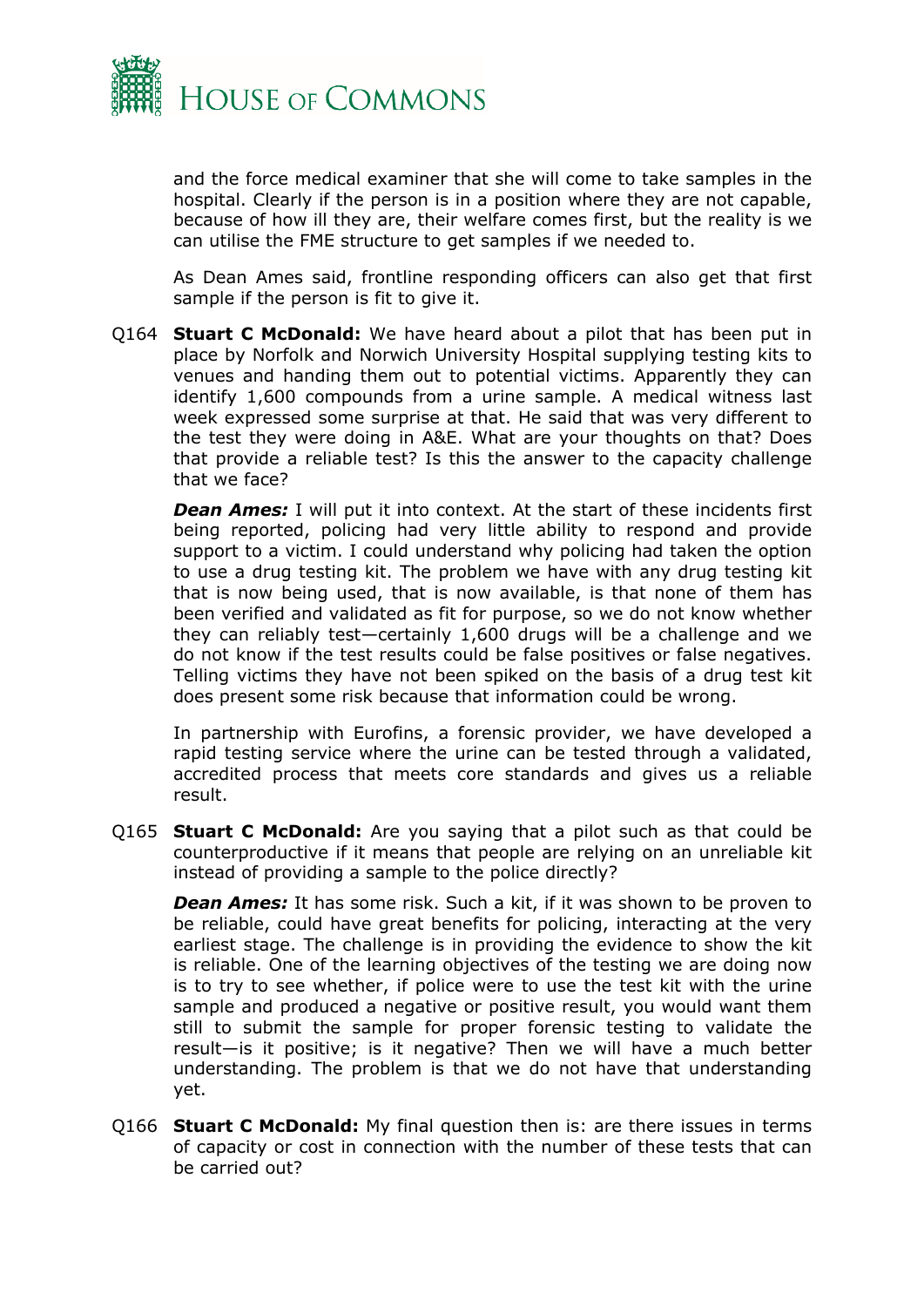and the force medical examiner that she will come to take samples in the hospital. Clearly if the person is in a position where they are not capable, because of how ill they are, their welfare comes first, but the reality is we can utilise the FME structure to get samples if we needed to.

As Dean Ames said, frontline responding officers can also get that first sample if the person is fit to give it.

Q164 **Stuart C McDonald:** We have heard about a pilot that has been put in place by Norfolk and Norwich University Hospital supplying testing kits to venues and handing them out to potential victims. Apparently they can identify 1,600 compounds from a urine sample. A medical witness last week expressed some surprise at that. He said that was very different to the test they were doing in A&E. What are your thoughts on that? Does that provide a reliable test? Is this the answer to the capacity challenge that we face?

***Dean Ames:*** I will put it into context. At the start of these incidents first being reported, policing had very little ability to respond and provide support to a victim. I could understand why policing had taken the option to use a drug testing kit. The problem we have with any drug testing kit that is now being used, that is now available, is that none of them has been verified and validated as fit for purpose, so we do not know whether they can reliably test—certainly 1,600 drugs will be a challenge and we do not know if the test results could be false positives or false negatives. Telling victims they have not been spiked on the basis of a drug test kit does present some risk because that information could be wrong.

In partnership with Eurofins, a forensic provider, we have developed a rapid testing service where the urine can be tested through a validated, accredited process that meets core standards and gives us a reliable result.

Q165 **Stuart C McDonald:** Are you saying that a pilot such as that could be counterproductive if it means that people are relying on an unreliable kit instead of providing a sample to the police directly?

***Dean Ames:*** It has some risk. Such a kit, if it was shown to be proven to be reliable, could have great benefits for policing, interacting at the very earliest stage. The challenge is in providing the evidence to show the kit is reliable. One of the learning objectives of the testing we are doing now is to try to see whether, if police were to use the test kit with the urine sample and produced a negative or positive result, you would want them still to submit the sample for proper forensic testing to validate the result—is it positive; is it negative? Then we will have a much better understanding. The problem is that we do not have that understanding yet.

Q166 **Stuart C McDonald:** My final question then is: are there issues in terms of capacity or cost in connection with the number of these tests that can be carried out?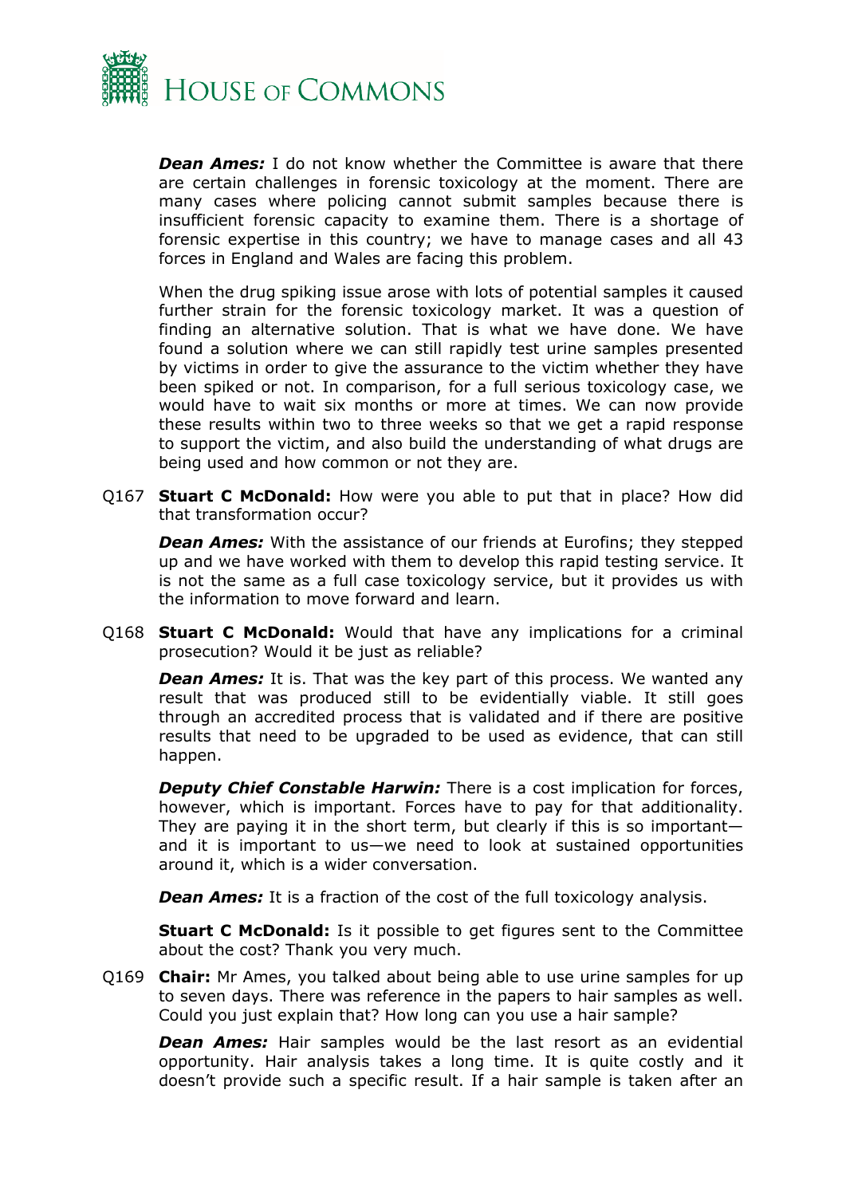***Dean Ames:*** I do not know whether the Committee is aware that there are certain challenges in forensic toxicology at the moment. There are many cases where policing cannot submit samples because there is insufficient forensic capacity to examine them. There is a shortage of forensic expertise in this country; we have to manage cases and all 43 forces in England and Wales are facing this problem.

When the drug spiking issue arose with lots of potential samples it caused further strain for the forensic toxicology market. It was a question of finding an alternative solution. That is what we have done. We have found a solution where we can still rapidly test urine samples presented by victims in order to give the assurance to the victim whether they have been spiked or not. In comparison, for a full serious toxicology case, we would have to wait six months or more at times. We can now provide these results within two to three weeks so that we get a rapid response to support the victim, and also build the understanding of what drugs are being used and how common or not they are.

Q167 **Stuart C McDonald:** How were you able to put that in place? How did that transformation occur?

***Dean Ames:*** With the assistance of our friends at Eurofins; they stepped up and we have worked with them to develop this rapid testing service. It is not the same as a full case toxicology service, but it provides us with the information to move forward and learn.

Q168 **Stuart C McDonald:** Would that have any implications for a criminal prosecution? Would it be just as reliable?

***Dean Ames:*** It is. That was the key part of this process. We wanted any result that was produced still to be evidentially viable. It still goes through an accredited process that is validated and if there are positive results that need to be upgraded to be used as evidence, that can still happen.

***Deputy Chief Constable Harwin:*** There is a cost implication for forces, however, which is important. Forces have to pay for that additionality. They are paying it in the short term, but clearly if this is so important—and it is important to us—we need to look at sustained opportunities around it, which is a wider conversation.

***Dean Ames:*** It is a fraction of the cost of the full toxicology analysis.

**Stuart C McDonald:** Is it possible to get figures sent to the Committee about the cost? Thank you very much.

Q169 **Chair:** Mr Ames, you talked about being able to use urine samples for up to seven days. There was reference in the papers to hair samples as well. Could you just explain that? How long can you use a hair sample?

***Dean Ames:*** Hair samples would be the last resort as an evidential opportunity. Hair analysis takes a long time. It is quite costly and it doesn't provide such a specific result. If a hair sample is taken after an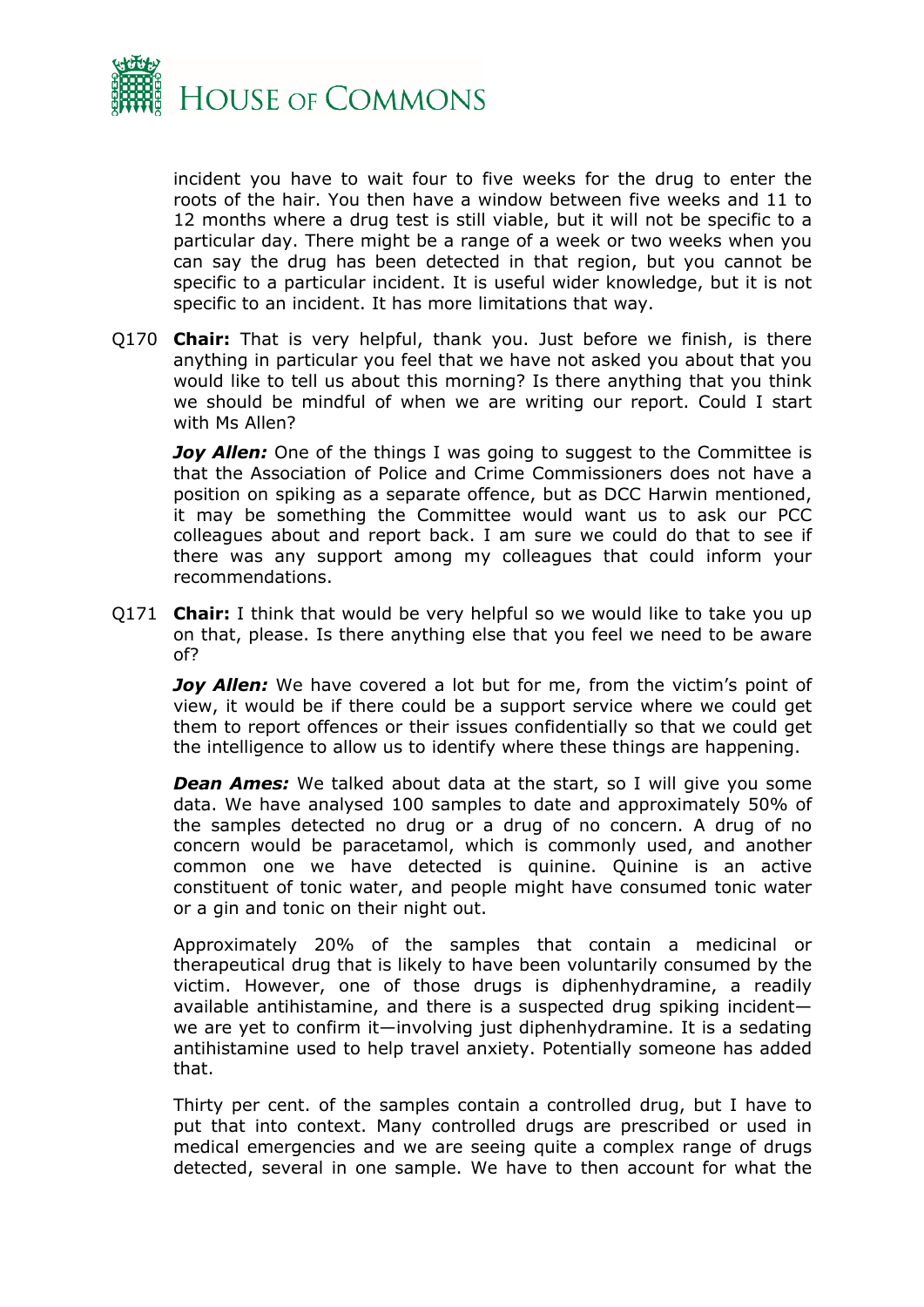incident you have to wait four to five weeks for the drug to enter the roots of the hair. You then have a window between five weeks and 11 to 12 months where a drug test is still viable, but it will not be specific to a particular day. There might be a range of a week or two weeks when you can say the drug has been detected in that region, but you cannot be specific to a particular incident. It is useful wider knowledge, but it is not specific to an incident. It has more limitations that way.

Q170 **Chair:** That is very helpful, thank you. Just before we finish, is there anything in particular you feel that we have not asked you about that you would like to tell us about this morning? Is there anything that you think we should be mindful of when we are writing our report. Could I start with Ms Allen?

***Joy Allen:*** One of the things I was going to suggest to the Committee is that the Association of Police and Crime Commissioners does not have a position on spiking as a separate offence, but as DCC Harwin mentioned, it may be something the Committee would want us to ask our PCC colleagues about and report back. I am sure we could do that to see if there was any support among my colleagues that could inform your recommendations.

Q171 **Chair:** I think that would be very helpful so we would like to take you up on that, please. Is there anything else that you feel we need to be aware of?

***Joy Allen:*** We have covered a lot but for me, from the victim's point of view, it would be if there could be a support service where we could get them to report offences or their issues confidentially so that we could get the intelligence to allow us to identify where these things are happening.

***Dean Ames:*** We talked about data at the start, so I will give you some data. We have analysed 100 samples to date and approximately 50% of the samples detected no drug or a drug of no concern. A drug of no concern would be paracetamol, which is commonly used, and another common one we have detected is quinine. Quinine is an active constituent of tonic water, and people might have consumed tonic water or a gin and tonic on their night out.

Approximately 20% of the samples that contain a medicinal or therapeutical drug that is likely to have been voluntarily consumed by the victim. However, one of those drugs is diphenhydramine, a readily available antihistamine, and there is a suspected drug spiking incident—we are yet to confirm it—involving just diphenhydramine. It is a sedating antihistamine used to help travel anxiety. Potentially someone has added that.

Thirty per cent. of the samples contain a controlled drug, but I have to put that into context. Many controlled drugs are prescribed or used in medical emergencies and we are seeing quite a complex range of drugs detected, several in one sample. We have to then account for what the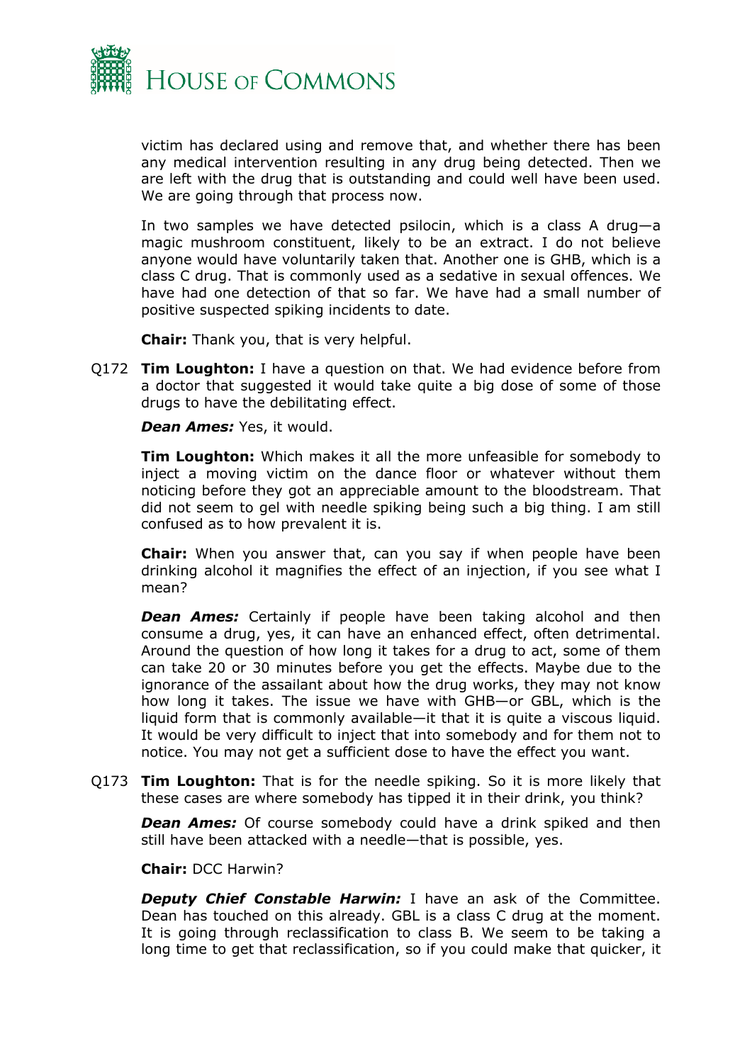victim has declared using and remove that, and whether there has been any medical intervention resulting in any drug being detected. Then we are left with the drug that is outstanding and could well have been used. We are going through that process now.

In two samples we have detected psilocin, which is a class A drug—a magic mushroom constituent, likely to be an extract. I do not believe anyone would have voluntarily taken that. Another one is GHB, which is a class C drug. That is commonly used as a sedative in sexual offences. We have had one detection of that so far. We have had a small number of positive suspected spiking incidents to date.

**Chair:** Thank you, that is very helpful.

Q172 **Tim Loughton:** I have a question on that. We had evidence before from a doctor that suggested it would take quite a big dose of some of those drugs to have the debilitating effect.

***Dean Ames:*** Yes, it would.

**Tim Loughton:** Which makes it all the more unfeasible for somebody to inject a moving victim on the dance floor or whatever without them noticing before they got an appreciable amount to the bloodstream. That did not seem to gel with needle spiking being such a big thing. I am still confused as to how prevalent it is.

**Chair:** When you answer that, can you say if when people have been drinking alcohol it magnifies the effect of an injection, if you see what I mean?

***Dean Ames:*** Certainly if people have been taking alcohol and then consume a drug, yes, it can have an enhanced effect, often detrimental. Around the question of how long it takes for a drug to act, some of them can take 20 or 30 minutes before you get the effects. Maybe due to the ignorance of the assailant about how the drug works, they may not know how long it takes. The issue we have with GHB—or GBL, which is the liquid form that is commonly available—it that it is quite a viscous liquid. It would be very difficult to inject that into somebody and for them not to notice. You may not get a sufficient dose to have the effect you want.

Q173 **Tim Loughton:** That is for the needle spiking. So it is more likely that these cases are where somebody has tipped it in their drink, you think?

***Dean Ames:*** Of course somebody could have a drink spiked and then still have been attacked with a needle—that is possible, yes.

**Chair:** DCC Harwin?

***Deputy Chief Constable Harwin:*** I have an ask of the Committee. Dean has touched on this already. GBL is a class C drug at the moment. It is going through reclassification to class B. We seem to be taking a long time to get that reclassification, so if you could make that quicker, it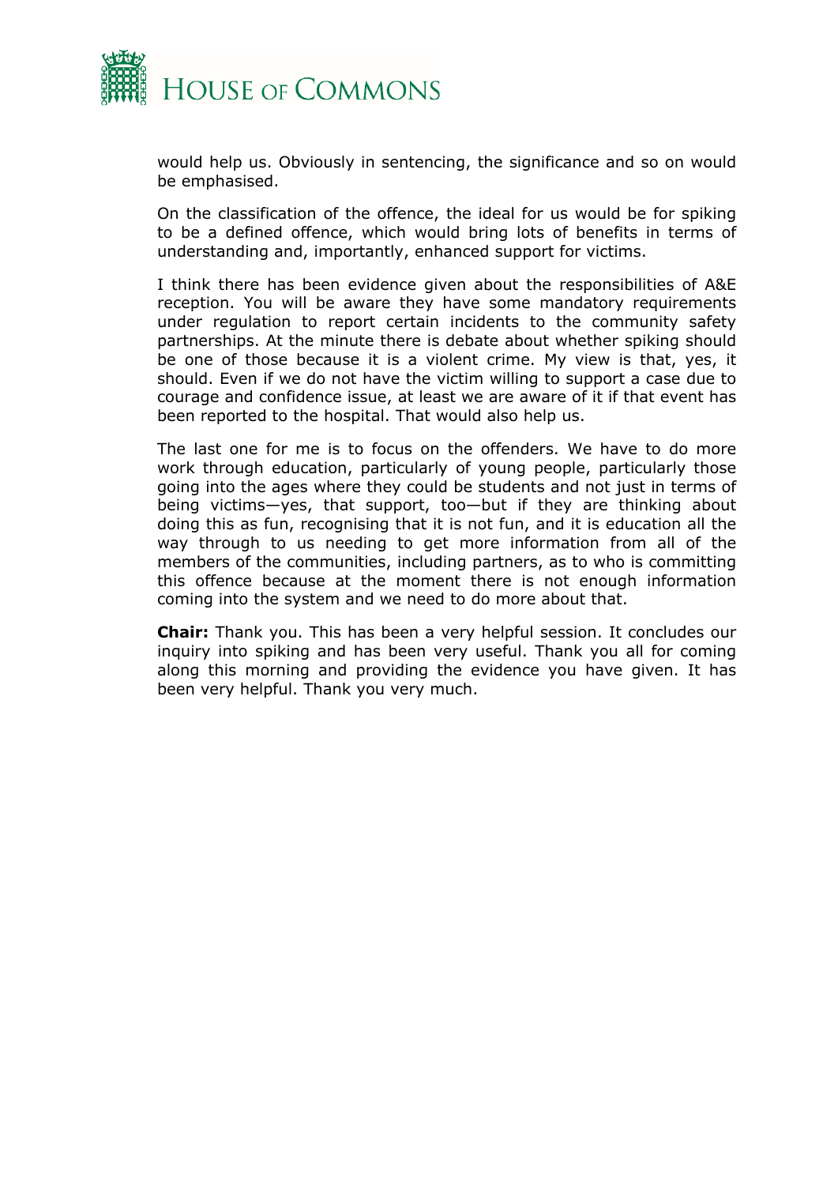would help us. Obviously in sentencing, the significance and so on would be emphasised.

On the classification of the offence, the ideal for us would be for spiking to be a defined offence, which would bring lots of benefits in terms of understanding and, importantly, enhanced support for victims.

I think there has been evidence given about the responsibilities of A&E reception. You will be aware they have some mandatory requirements under regulation to report certain incidents to the community safety partnerships. At the minute there is debate about whether spiking should be one of those because it is a violent crime. My view is that, yes, it should. Even if we do not have the victim willing to support a case due to courage and confidence issue, at least we are aware of it if that event has been reported to the hospital. That would also help us.

The last one for me is to focus on the offenders. We have to do more work through education, particularly of young people, particularly those going into the ages where they could be students and not just in terms of being victims—yes, that support, too—but if they are thinking about doing this as fun, recognising that it is not fun, and it is education all the way through to us needing to get more information from all of the members of the communities, including partners, as to who is committing this offence because at the moment there is not enough information coming into the system and we need to do more about that.

**Chair:** Thank you. This has been a very helpful session. It concludes our inquiry into spiking and has been very useful. Thank you all for coming along this morning and providing the evidence you have given. It has been very helpful. Thank you very much.